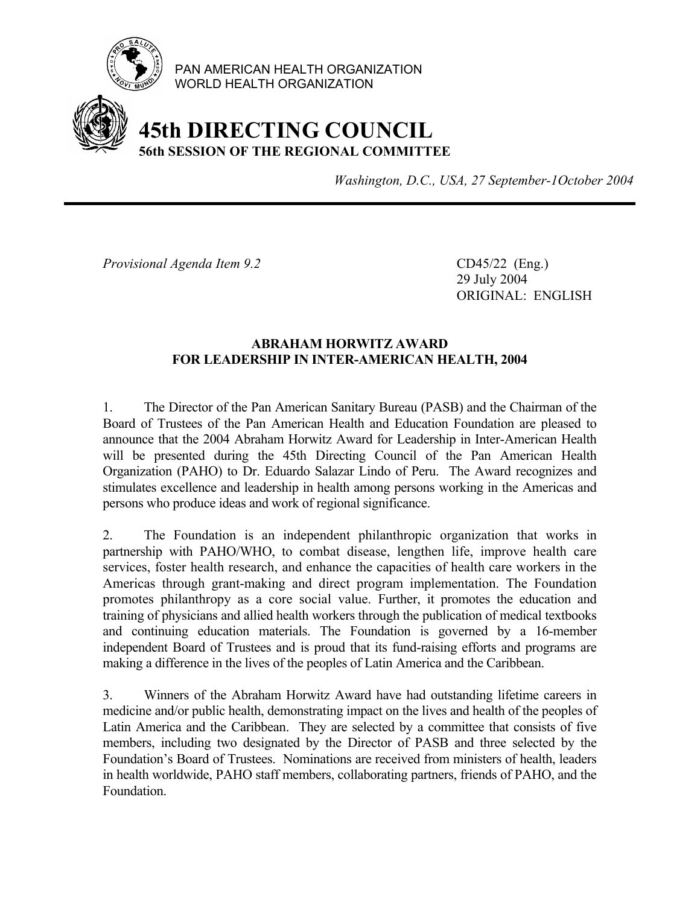PAN AMERICAN HEALTH ORGANIZATION
WORLD HEALTH ORGANIZATION

# 45th DIRECTING COUNCIL
## 56th SESSION OF THE REGIONAL COMMITTEE

*Washington, D.C., USA, 27 September-1October 2004*

---

*Provisional Agenda Item 9.2*

CD45/22 (Eng.)
29 July 2004
ORIGINAL: ENGLISH

### ABRAHAM HORWITZ AWARD FOR LEADERSHIP IN INTER-AMERICAN HEALTH, 2004

1. The Director of the Pan American Sanitary Bureau (PASB) and the Chairman of the Board of Trustees of the Pan American Health and Education Foundation are pleased to announce that the 2004 Abraham Horwitz Award for Leadership in Inter-American Health will be presented during the 45th Directing Council of the Pan American Health Organization (PAHO) to Dr. Eduardo Salazar Lindo of Peru. The Award recognizes and stimulates excellence and leadership in health among persons working in the Americas and persons who produce ideas and work of regional significance.

2. The Foundation is an independent philanthropic organization that works in partnership with PAHO/WHO, to combat disease, lengthen life, improve health care services, foster health research, and enhance the capacities of health care workers in the Americas through grant-making and direct program implementation. The Foundation promotes philanthropy as a core social value. Further, it promotes the education and training of physicians and allied health workers through the publication of medical textbooks and continuing education materials. The Foundation is governed by a 16-member independent Board of Trustees and is proud that its fund-raising efforts and programs are making a difference in the lives of the peoples of Latin America and the Caribbean.

3. Winners of the Abraham Horwitz Award have had outstanding lifetime careers in medicine and/or public health, demonstrating impact on the lives and health of the peoples of Latin America and the Caribbean. They are selected by a committee that consists of five members, including two designated by the Director of PASB and three selected by the Foundation's Board of Trustees. Nominations are received from ministers of health, leaders in health worldwide, PAHO staff members, collaborating partners, friends of PAHO, and the Foundation.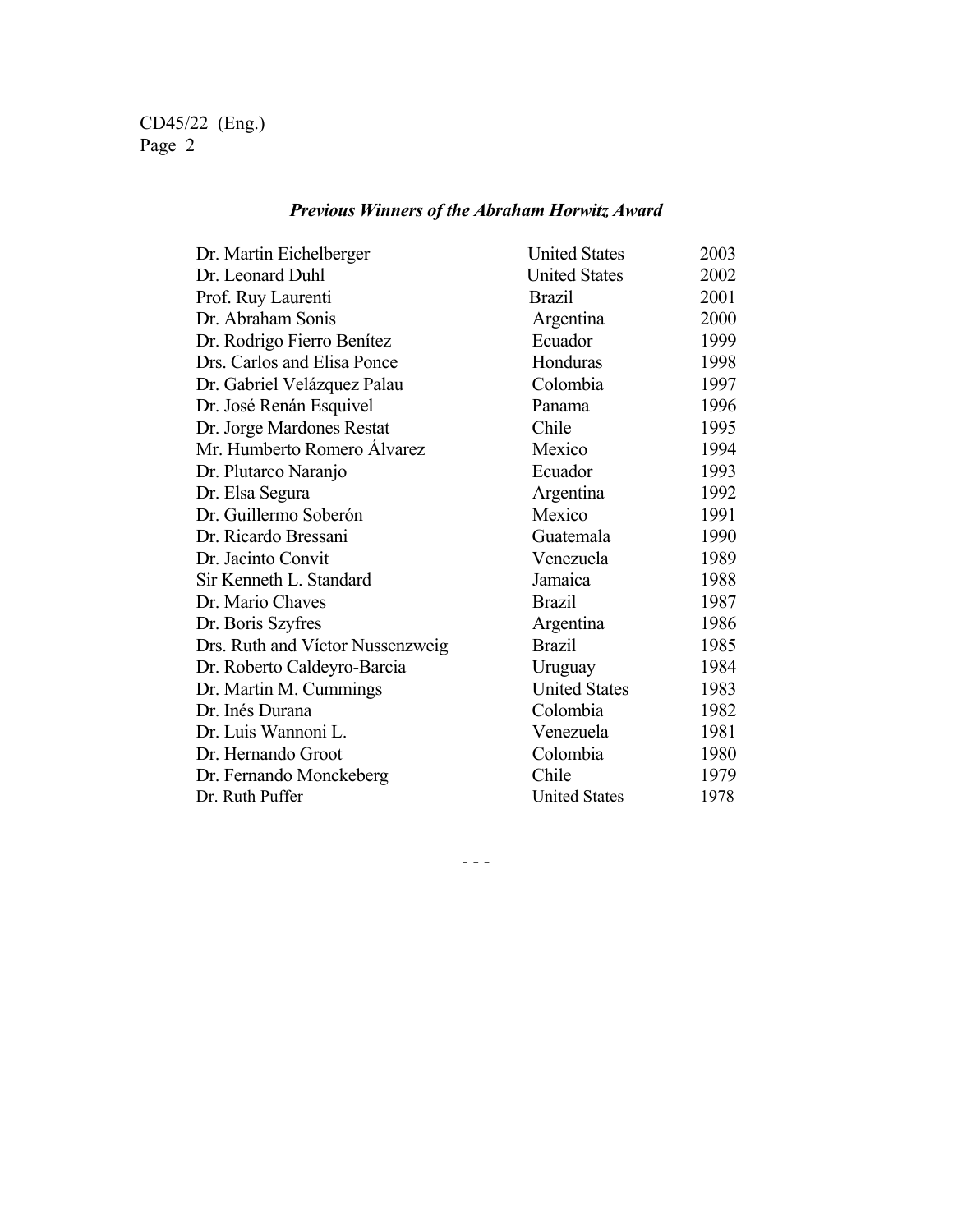## *Previous Winners of the Abraham Horwitz Award*

| | | |
|---|---|---|
| Dr. Martin Eichelberger | United States | 2003 |
| Dr. Leonard Duhl | United States | 2002 |
| Prof. Ruy Laurenti | Brazil | 2001 |
| Dr. Abraham Sonis | Argentina | 2000 |
| Dr. Rodrigo Fierro Benítez | Ecuador | 1999 |
| Drs. Carlos and Elisa Ponce | Honduras | 1998 |
| Dr. Gabriel Velázquez Palau | Colombia | 1997 |
| Dr. José Renán Esquivel | Panama | 1996 |
| Dr. Jorge Mardones Restat | Chile | 1995 |
| Mr. Humberto Romero Álvarez | Mexico | 1994 |
| Dr. Plutarco Naranjo | Ecuador | 1993 |
| Dr. Elsa Segura | Argentina | 1992 |
| Dr. Guillermo Soberón | Mexico | 1991 |
| Dr. Ricardo Bressani | Guatemala | 1990 |
| Dr. Jacinto Convit | Venezuela | 1989 |
| Sir Kenneth L. Standard | Jamaica | 1988 |
| Dr. Mario Chaves | Brazil | 1987 |
| Dr. Boris Szyfres | Argentina | 1986 |
| Drs. Ruth and Víctor Nussenzweig | Brazil | 1985 |
| Dr. Roberto Caldeyro-Barcia | Uruguay | 1984 |
| Dr. Martin M. Cummings | United States | 1983 |
| Dr. Inés Durana | Colombia | 1982 |
| Dr. Luis Wannoni L. | Venezuela | 1981 |
| Dr. Hernando Groot | Colombia | 1980 |
| Dr. Fernando Monckeberg | Chile | 1979 |
| Dr. Ruth Puffer | United States | 1978 |

- - -